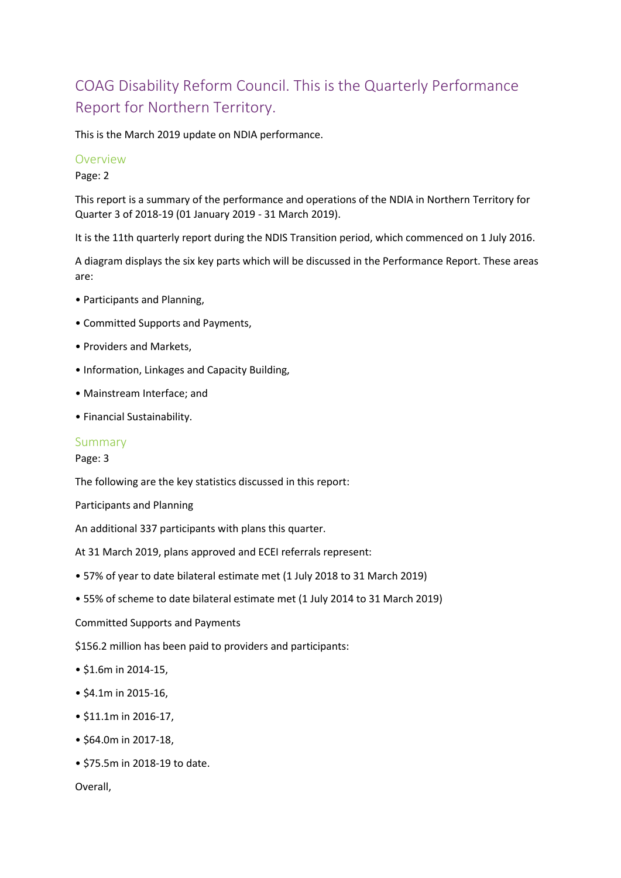# COAG Disability Reform Council. This is the Quarterly Performance Report for Northern Territory.

This is the March 2019 update on NDIA performance.

## Overview

Page: 2

This report is a summary of the performance and operations of the NDIA in Northern Territory for Quarter 3 of 2018-19 (01 January 2019 - 31 March 2019).

It is the 11th quarterly report during the NDIS Transition period, which commenced on 1 July 2016.

A diagram displays the six key parts which will be discussed in the Performance Report. These areas are:

- Participants and Planning,
- Committed Supports and Payments,
- Providers and Markets,
- Information, Linkages and Capacity Building,
- Mainstream Interface; and
- Financial Sustainability.

## Summary

Page: 3

The following are the key statistics discussed in this report:

Participants and Planning

An additional 337 participants with plans this quarter.

At 31 March 2019, plans approved and ECEI referrals represent:

- 57% of year to date bilateral estimate met (1 July 2018 to 31 March 2019)
- 55% of scheme to date bilateral estimate met (1 July 2014 to 31 March 2019)

Committed Supports and Payments

$156.2 million has been paid to providers and participants:

- $1.6m in 2014-15,
- $4.1m in 2015-16,
- $11.1m in 2016-17,
- $64.0m in 2017-18,
- $75.5m in 2018-19 to date.

Overall,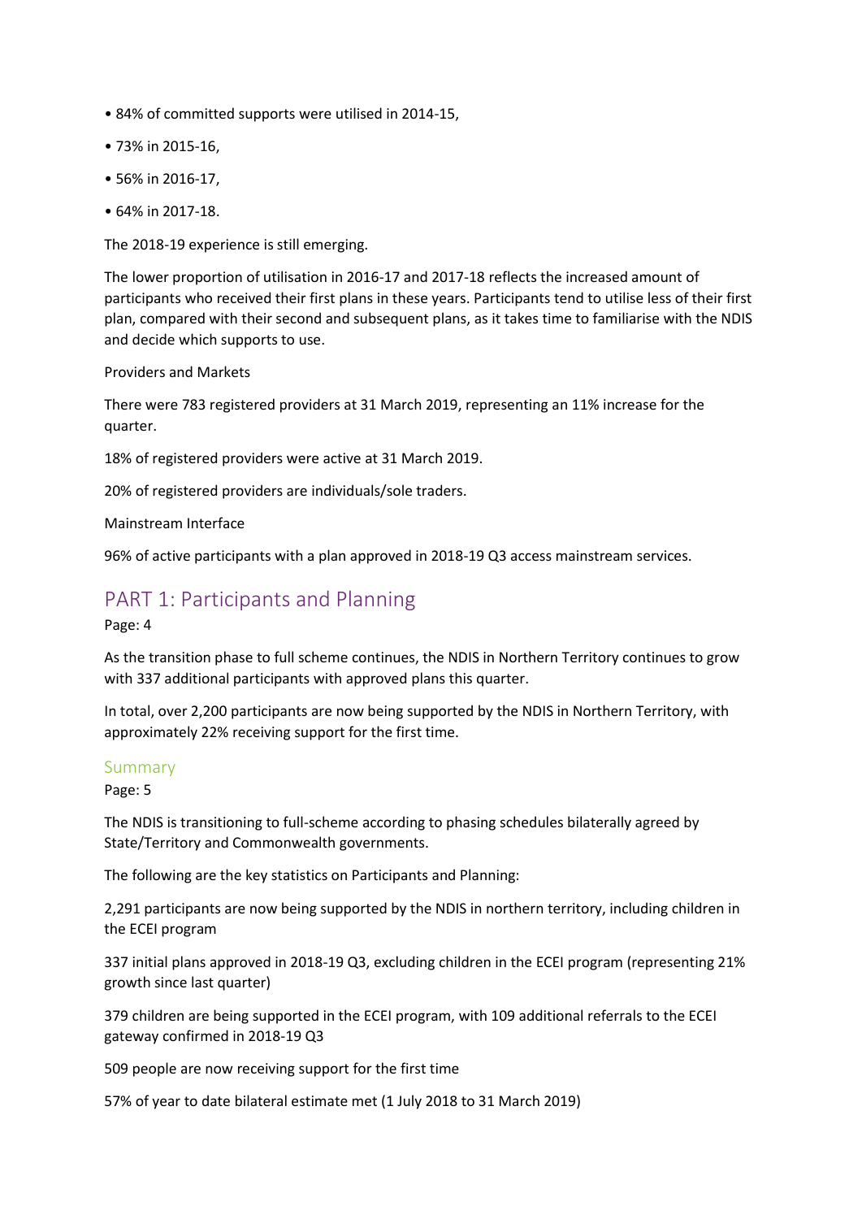- 84% of committed supports were utilised in 2014-15,
- 73% in 2015-16,
- 56% in 2016-17,
- 64% in 2017-18.

The 2018-19 experience is still emerging.

The lower proportion of utilisation in 2016-17 and 2017-18 reflects the increased amount of participants who received their first plans in these years. Participants tend to utilise less of their first plan, compared with their second and subsequent plans, as it takes time to familiarise with the NDIS and decide which supports to use.

Providers and Markets

There were 783 registered providers at 31 March 2019, representing an 11% increase for the quarter.

18% of registered providers were active at 31 March 2019.

20% of registered providers are individuals/sole traders.

Mainstream Interface

96% of active participants with a plan approved in 2018-19 Q3 access mainstream services.

## PART 1: Participants and Planning

Page: 4

As the transition phase to full scheme continues, the NDIS in Northern Territory continues to grow with 337 additional participants with approved plans this quarter.

In total, over 2,200 participants are now being supported by the NDIS in Northern Territory, with approximately 22% receiving support for the first time.

### Summary

Page: 5

The NDIS is transitioning to full-scheme according to phasing schedules bilaterally agreed by State/Territory and Commonwealth governments.

The following are the key statistics on Participants and Planning:

2,291 participants are now being supported by the NDIS in northern territory, including children in the ECEI program

337 initial plans approved in 2018-19 Q3, excluding children in the ECEI program (representing 21% growth since last quarter)

379 children are being supported in the ECEI program, with 109 additional referrals to the ECEI gateway confirmed in 2018-19 Q3

509 people are now receiving support for the first time

57% of year to date bilateral estimate met (1 July 2018 to 31 March 2019)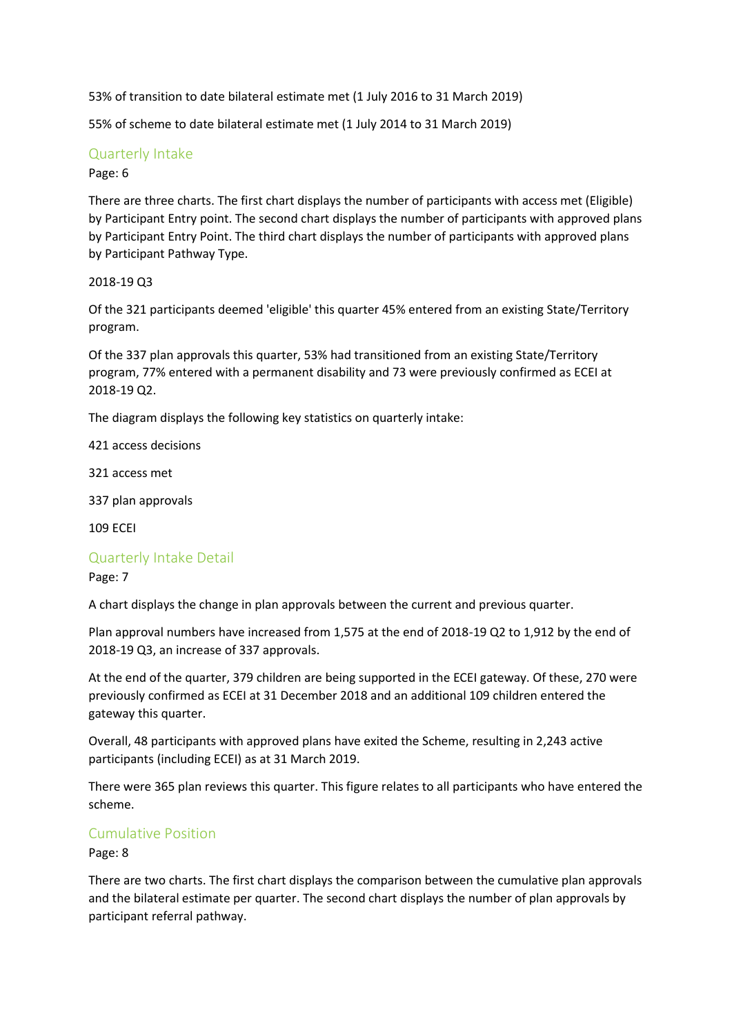53% of transition to date bilateral estimate met (1 July 2016 to 31 March 2019)

55% of scheme to date bilateral estimate met (1 July 2014 to 31 March 2019)

## Quarterly Intake

Page: 6

There are three charts. The first chart displays the number of participants with access met (Eligible) by Participant Entry point. The second chart displays the number of participants with approved plans by Participant Entry Point. The third chart displays the number of participants with approved plans by Participant Pathway Type.

2018-19 Q3

Of the 321 participants deemed 'eligible' this quarter 45% entered from an existing State/Territory program.

Of the 337 plan approvals this quarter, 53% had transitioned from an existing State/Territory program, 77% entered with a permanent disability and 73 were previously confirmed as ECEI at 2018-19 Q2.

The diagram displays the following key statistics on quarterly intake:

421 access decisions

321 access met

337 plan approvals

109 ECEI

## Quarterly Intake Detail

Page: 7

A chart displays the change in plan approvals between the current and previous quarter.

Plan approval numbers have increased from 1,575 at the end of 2018-19 Q2 to 1,912 by the end of 2018-19 Q3, an increase of 337 approvals.

At the end of the quarter, 379 children are being supported in the ECEI gateway. Of these, 270 were previously confirmed as ECEI at 31 December 2018 and an additional 109 children entered the gateway this quarter.

Overall, 48 participants with approved plans have exited the Scheme, resulting in 2,243 active participants (including ECEI) as at 31 March 2019.

There were 365 plan reviews this quarter. This figure relates to all participants who have entered the scheme.

## Cumulative Position

Page: 8

There are two charts. The first chart displays the comparison between the cumulative plan approvals and the bilateral estimate per quarter. The second chart displays the number of plan approvals by participant referral pathway.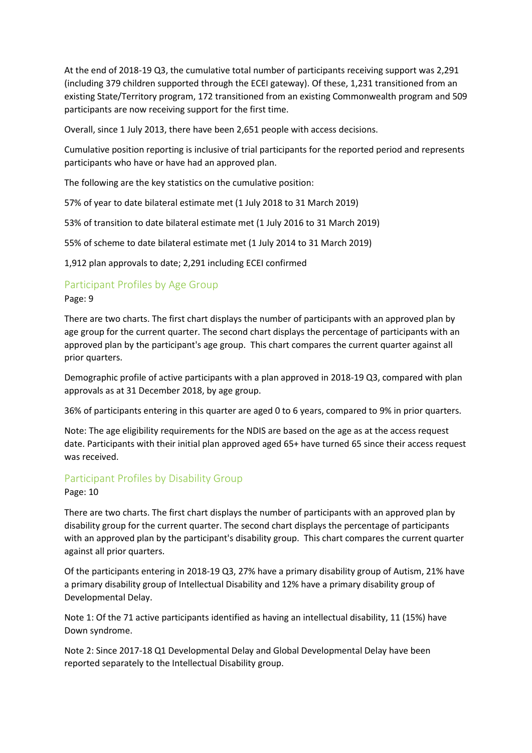At the end of 2018-19 Q3, the cumulative total number of participants receiving support was 2,291 (including 379 children supported through the ECEI gateway). Of these, 1,231 transitioned from an existing State/Territory program, 172 transitioned from an existing Commonwealth program and 509 participants are now receiving support for the first time.

Overall, since 1 July 2013, there have been 2,651 people with access decisions.

Cumulative position reporting is inclusive of trial participants for the reported period and represents participants who have or have had an approved plan.

The following are the key statistics on the cumulative position:

57% of year to date bilateral estimate met (1 July 2018 to 31 March 2019)

53% of transition to date bilateral estimate met (1 July 2016 to 31 March 2019)

55% of scheme to date bilateral estimate met (1 July 2014 to 31 March 2019)

1,912 plan approvals to date; 2,291 including ECEI confirmed

## Participant Profiles by Age Group

Page: 9

There are two charts. The first chart displays the number of participants with an approved plan by age group for the current quarter. The second chart displays the percentage of participants with an approved plan by the participant's age group. This chart compares the current quarter against all prior quarters.

Demographic profile of active participants with a plan approved in 2018-19 Q3, compared with plan approvals as at 31 December 2018, by age group.

36% of participants entering in this quarter are aged 0 to 6 years, compared to 9% in prior quarters.

Note: The age eligibility requirements for the NDIS are based on the age as at the access request date. Participants with their initial plan approved aged 65+ have turned 65 since their access request was received.

## Participant Profiles by Disability Group

Page: 10

There are two charts. The first chart displays the number of participants with an approved plan by disability group for the current quarter. The second chart displays the percentage of participants with an approved plan by the participant's disability group. This chart compares the current quarter against all prior quarters.

Of the participants entering in 2018-19 Q3, 27% have a primary disability group of Autism, 21% have a primary disability group of Intellectual Disability and 12% have a primary disability group of Developmental Delay.

Note 1: Of the 71 active participants identified as having an intellectual disability, 11 (15%) have Down syndrome.

Note 2: Since 2017-18 Q1 Developmental Delay and Global Developmental Delay have been reported separately to the Intellectual Disability group.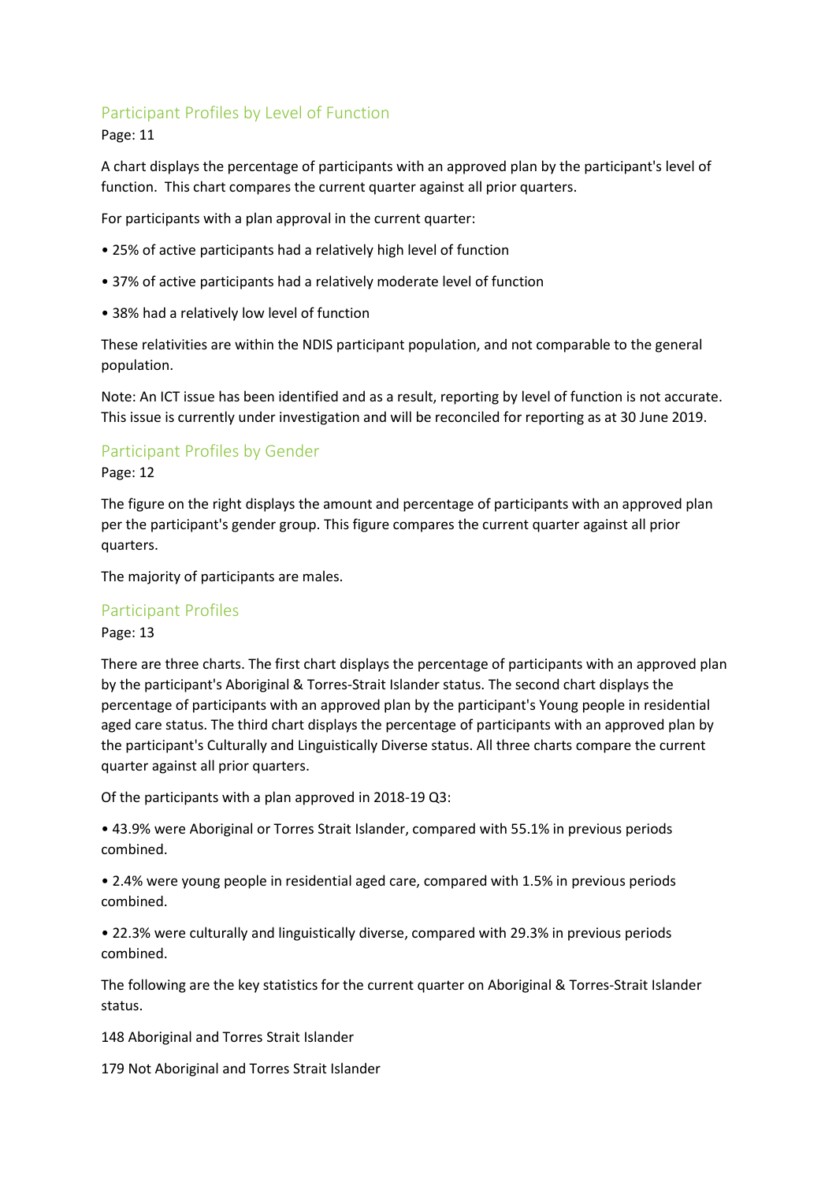## Participant Profiles by Level of Function

Page: 11

A chart displays the percentage of participants with an approved plan by the participant's level of function. This chart compares the current quarter against all prior quarters.

For participants with a plan approval in the current quarter:

- 25% of active participants had a relatively high level of function
- 37% of active participants had a relatively moderate level of function
- 38% had a relatively low level of function

These relativities are within the NDIS participant population, and not comparable to the general population.

Note: An ICT issue has been identified and as a result, reporting by level of function is not accurate. This issue is currently under investigation and will be reconciled for reporting as at 30 June 2019.

## Participant Profiles by Gender

Page: 12

The figure on the right displays the amount and percentage of participants with an approved plan per the participant's gender group. This figure compares the current quarter against all prior quarters.

The majority of participants are males.

## Participant Profiles

Page: 13

There are three charts. The first chart displays the percentage of participants with an approved plan by the participant's Aboriginal & Torres-Strait Islander status. The second chart displays the percentage of participants with an approved plan by the participant's Young people in residential aged care status. The third chart displays the percentage of participants with an approved plan by the participant's Culturally and Linguistically Diverse status. All three charts compare the current quarter against all prior quarters.

Of the participants with a plan approved in 2018-19 Q3:

- 43.9% were Aboriginal or Torres Strait Islander, compared with 55.1% in previous periods combined.
- 2.4% were young people in residential aged care, compared with 1.5% in previous periods combined.
- 22.3% were culturally and linguistically diverse, compared with 29.3% in previous periods combined.

The following are the key statistics for the current quarter on Aboriginal & Torres-Strait Islander status.

148 Aboriginal and Torres Strait Islander

179 Not Aboriginal and Torres Strait Islander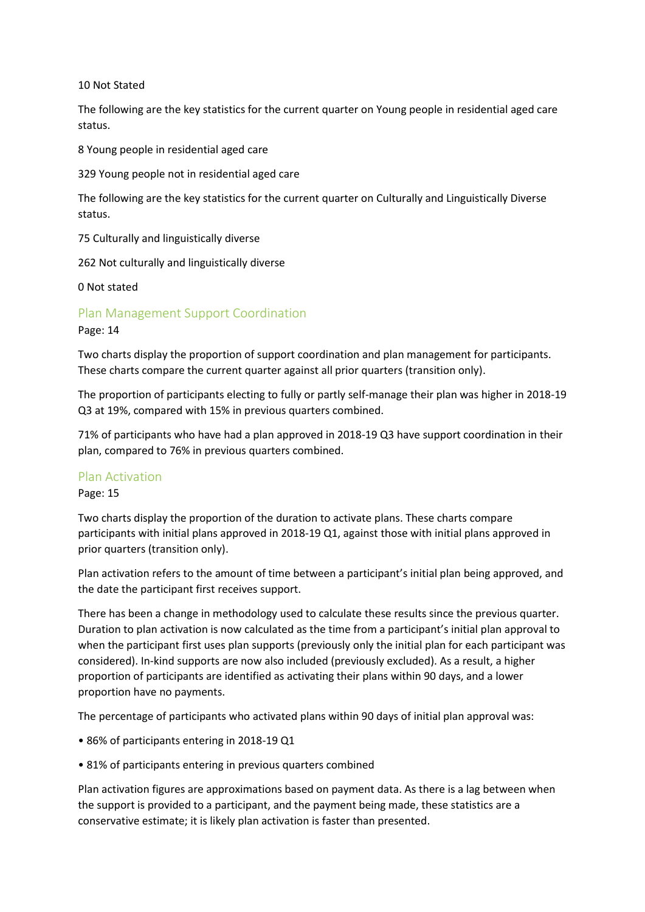10 Not Stated

The following are the key statistics for the current quarter on Young people in residential aged care status.

8 Young people in residential aged care

329 Young people not in residential aged care

The following are the key statistics for the current quarter on Culturally and Linguistically Diverse status.

75 Culturally and linguistically diverse

262 Not culturally and linguistically diverse

0 Not stated

## Plan Management Support Coordination

Page: 14

Two charts display the proportion of support coordination and plan management for participants. These charts compare the current quarter against all prior quarters (transition only).

The proportion of participants electing to fully or partly self-manage their plan was higher in 2018-19 Q3 at 19%, compared with 15% in previous quarters combined.

71% of participants who have had a plan approved in 2018-19 Q3 have support coordination in their plan, compared to 76% in previous quarters combined.

## Plan Activation

Page: 15

Two charts display the proportion of the duration to activate plans. These charts compare participants with initial plans approved in 2018-19 Q1, against those with initial plans approved in prior quarters (transition only).

Plan activation refers to the amount of time between a participant's initial plan being approved, and the date the participant first receives support.

There has been a change in methodology used to calculate these results since the previous quarter. Duration to plan activation is now calculated as the time from a participant's initial plan approval to when the participant first uses plan supports (previously only the initial plan for each participant was considered). In-kind supports are now also included (previously excluded). As a result, a higher proportion of participants are identified as activating their plans within 90 days, and a lower proportion have no payments.

The percentage of participants who activated plans within 90 days of initial plan approval was:

- 86% of participants entering in 2018-19 Q1
- 81% of participants entering in previous quarters combined

Plan activation figures are approximations based on payment data. As there is a lag between when the support is provided to a participant, and the payment being made, these statistics are a conservative estimate; it is likely plan activation is faster than presented.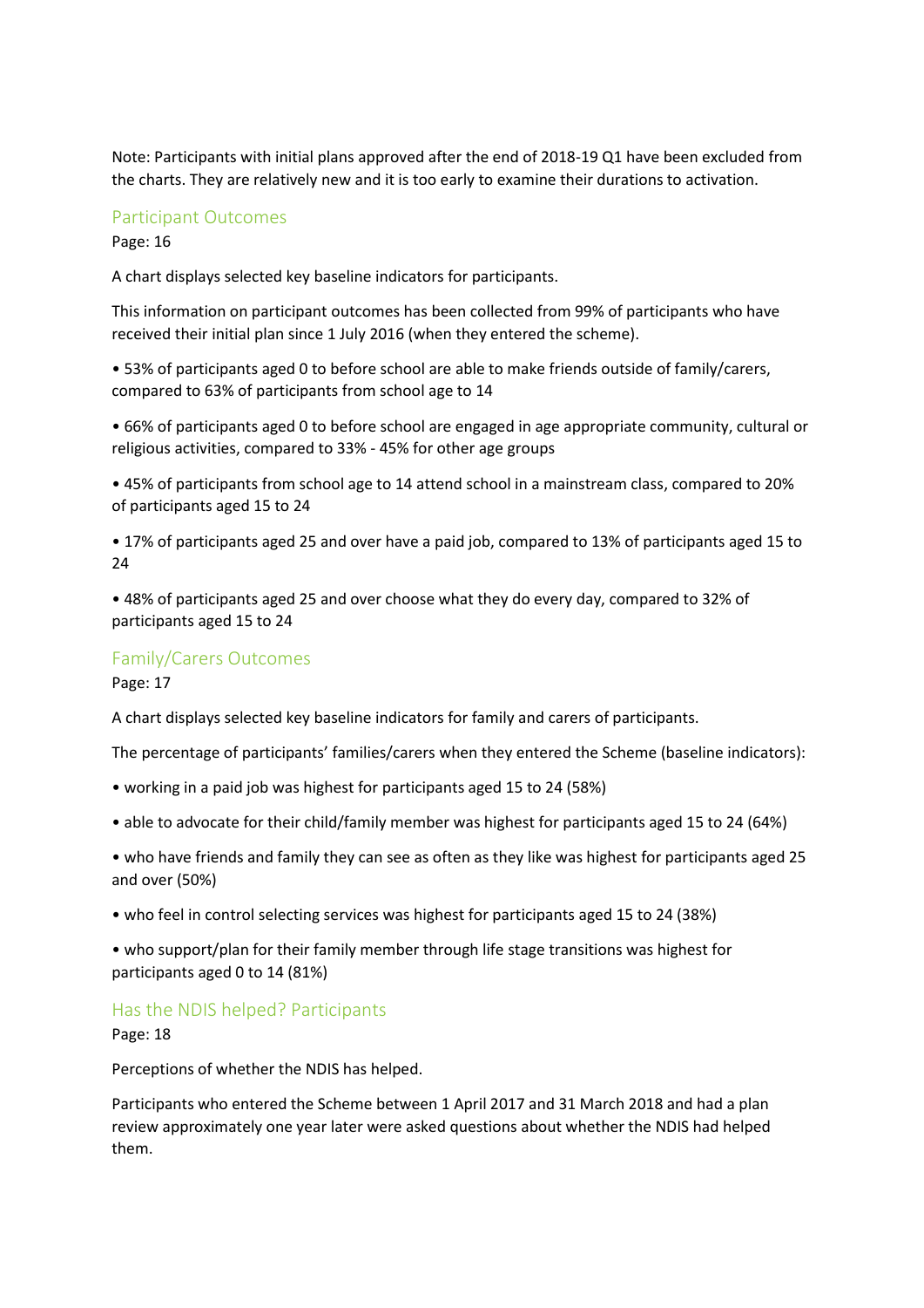Note: Participants with initial plans approved after the end of 2018-19 Q1 have been excluded from the charts. They are relatively new and it is too early to examine their durations to activation.

## Participant Outcomes

Page: 16

A chart displays selected key baseline indicators for participants.

This information on participant outcomes has been collected from 99% of participants who have received their initial plan since 1 July 2016 (when they entered the scheme).

- 53% of participants aged 0 to before school are able to make friends outside of family/carers, compared to 63% of participants from school age to 14
- 66% of participants aged 0 to before school are engaged in age appropriate community, cultural or religious activities, compared to 33% - 45% for other age groups
- 45% of participants from school age to 14 attend school in a mainstream class, compared to 20% of participants aged 15 to 24
- 17% of participants aged 25 and over have a paid job, compared to 13% of participants aged 15 to 24
- 48% of participants aged 25 and over choose what they do every day, compared to 32% of participants aged 15 to 24

## Family/Carers Outcomes

Page: 17

A chart displays selected key baseline indicators for family and carers of participants.

The percentage of participants' families/carers when they entered the Scheme (baseline indicators):

- working in a paid job was highest for participants aged 15 to 24 (58%)
- able to advocate for their child/family member was highest for participants aged 15 to 24 (64%)
- who have friends and family they can see as often as they like was highest for participants aged 25 and over (50%)
- who feel in control selecting services was highest for participants aged 15 to 24 (38%)
- who support/plan for their family member through life stage transitions was highest for participants aged 0 to 14 (81%)

## Has the NDIS helped? Participants

Page: 18

Perceptions of whether the NDIS has helped.

Participants who entered the Scheme between 1 April 2017 and 31 March 2018 and had a plan review approximately one year later were asked questions about whether the NDIS had helped them.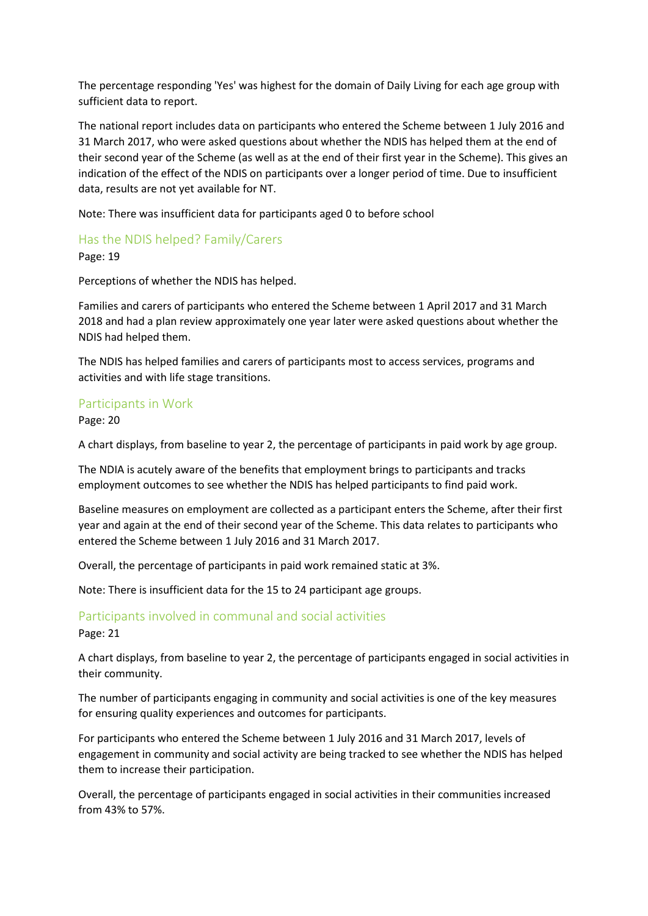The percentage responding 'Yes' was highest for the domain of Daily Living for each age group with sufficient data to report.

The national report includes data on participants who entered the Scheme between 1 July 2016 and 31 March 2017, who were asked questions about whether the NDIS has helped them at the end of their second year of the Scheme (as well as at the end of their first year in the Scheme). This gives an indication of the effect of the NDIS on participants over a longer period of time. Due to insufficient data, results are not yet available for NT.

Note: There was insufficient data for participants aged 0 to before school

## Has the NDIS helped? Family/Carers

Page: 19

Perceptions of whether the NDIS has helped.

Families and carers of participants who entered the Scheme between 1 April 2017 and 31 March 2018 and had a plan review approximately one year later were asked questions about whether the NDIS had helped them.

The NDIS has helped families and carers of participants most to access services, programs and activities and with life stage transitions.

## Participants in Work

Page: 20

A chart displays, from baseline to year 2, the percentage of participants in paid work by age group.

The NDIA is acutely aware of the benefits that employment brings to participants and tracks employment outcomes to see whether the NDIS has helped participants to find paid work.

Baseline measures on employment are collected as a participant enters the Scheme, after their first year and again at the end of their second year of the Scheme. This data relates to participants who entered the Scheme between 1 July 2016 and 31 March 2017.

Overall, the percentage of participants in paid work remained static at 3%.

Note: There is insufficient data for the 15 to 24 participant age groups.

## Participants involved in communal and social activities

Page: 21

A chart displays, from baseline to year 2, the percentage of participants engaged in social activities in their community.

The number of participants engaging in community and social activities is one of the key measures for ensuring quality experiences and outcomes for participants.

For participants who entered the Scheme between 1 July 2016 and 31 March 2017, levels of engagement in community and social activity are being tracked to see whether the NDIS has helped them to increase their participation.

Overall, the percentage of participants engaged in social activities in their communities increased from 43% to 57%.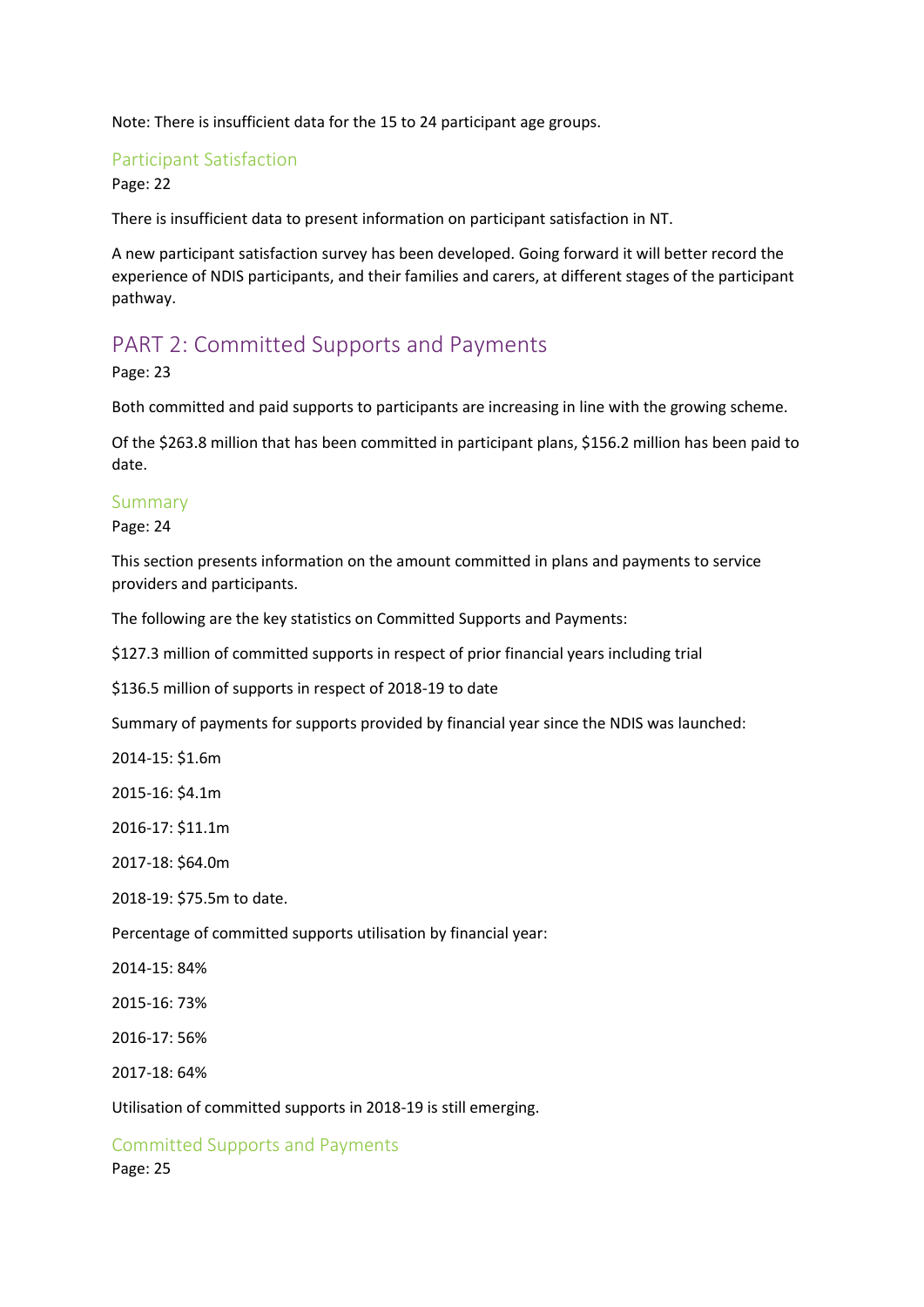Note: There is insufficient data for the 15 to 24 participant age groups.

### Participant Satisfaction

Page: 22

There is insufficient data to present information on participant satisfaction in NT.

A new participant satisfaction survey has been developed. Going forward it will better record the experience of NDIS participants, and their families and carers, at different stages of the participant pathway.

## PART 2: Committed Supports and Payments

Page: 23

Both committed and paid supports to participants are increasing in line with the growing scheme.

Of the $263.8 million that has been committed in participant plans, $156.2 million has been paid to date.

### Summary

Page: 24

This section presents information on the amount committed in plans and payments to service providers and participants.

The following are the key statistics on Committed Supports and Payments:

$127.3 million of committed supports in respect of prior financial years including trial

$136.5 million of supports in respect of 2018-19 to date

Summary of payments for supports provided by financial year since the NDIS was launched:

2014-15: $1.6m

2015-16: $4.1m

2016-17: $11.1m

2017-18: $64.0m

2018-19: $75.5m to date.

Percentage of committed supports utilisation by financial year:

2014-15: 84%

2015-16: 73%

2016-17: 56%

2017-18: 64%

Utilisation of committed supports in 2018-19 is still emerging.

### Committed Supports and Payments

Page: 25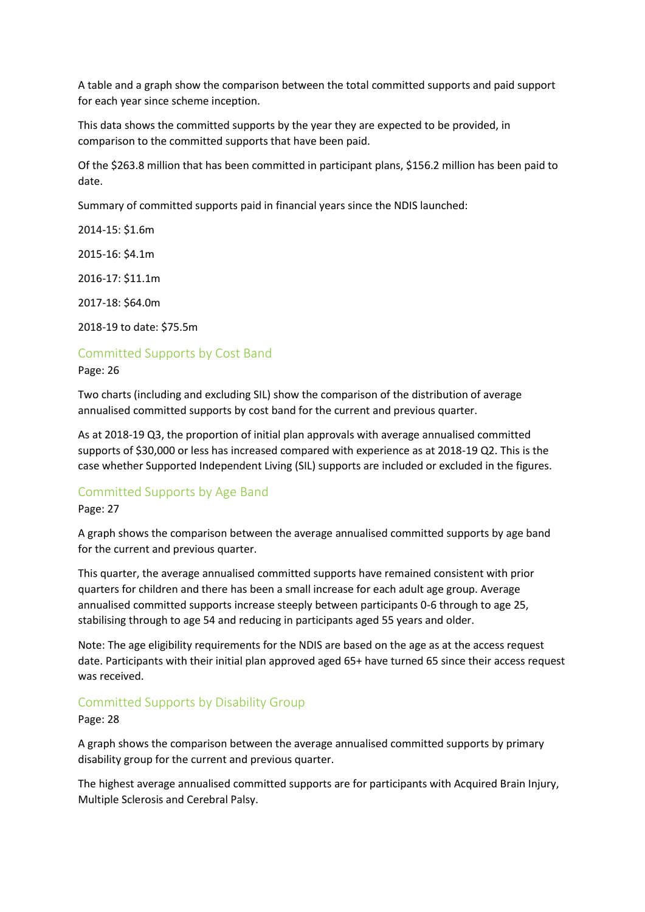A table and a graph show the comparison between the total committed supports and paid support for each year since scheme inception.

This data shows the committed supports by the year they are expected to be provided, in comparison to the committed supports that have been paid.

Of the $263.8 million that has been committed in participant plans, $156.2 million has been paid to date.

Summary of committed supports paid in financial years since the NDIS launched:

2014-15: $1.6m

2015-16: $4.1m

2016-17: $11.1m

2017-18: $64.0m

2018-19 to date: $75.5m

## Committed Supports by Cost Band

Page: 26

Two charts (including and excluding SIL) show the comparison of the distribution of average annualised committed supports by cost band for the current and previous quarter.

As at 2018-19 Q3, the proportion of initial plan approvals with average annualised committed supports of $30,000 or less has increased compared with experience as at 2018-19 Q2. This is the case whether Supported Independent Living (SIL) supports are included or excluded in the figures.

## Committed Supports by Age Band

Page: 27

A graph shows the comparison between the average annualised committed supports by age band for the current and previous quarter.

This quarter, the average annualised committed supports have remained consistent with prior quarters for children and there has been a small increase for each adult age group. Average annualised committed supports increase steeply between participants 0-6 through to age 25, stabilising through to age 54 and reducing in participants aged 55 years and older.

Note: The age eligibility requirements for the NDIS are based on the age as at the access request date. Participants with their initial plan approved aged 65+ have turned 65 since their access request was received.

## Committed Supports by Disability Group

Page: 28

A graph shows the comparison between the average annualised committed supports by primary disability group for the current and previous quarter.

The highest average annualised committed supports are for participants with Acquired Brain Injury, Multiple Sclerosis and Cerebral Palsy.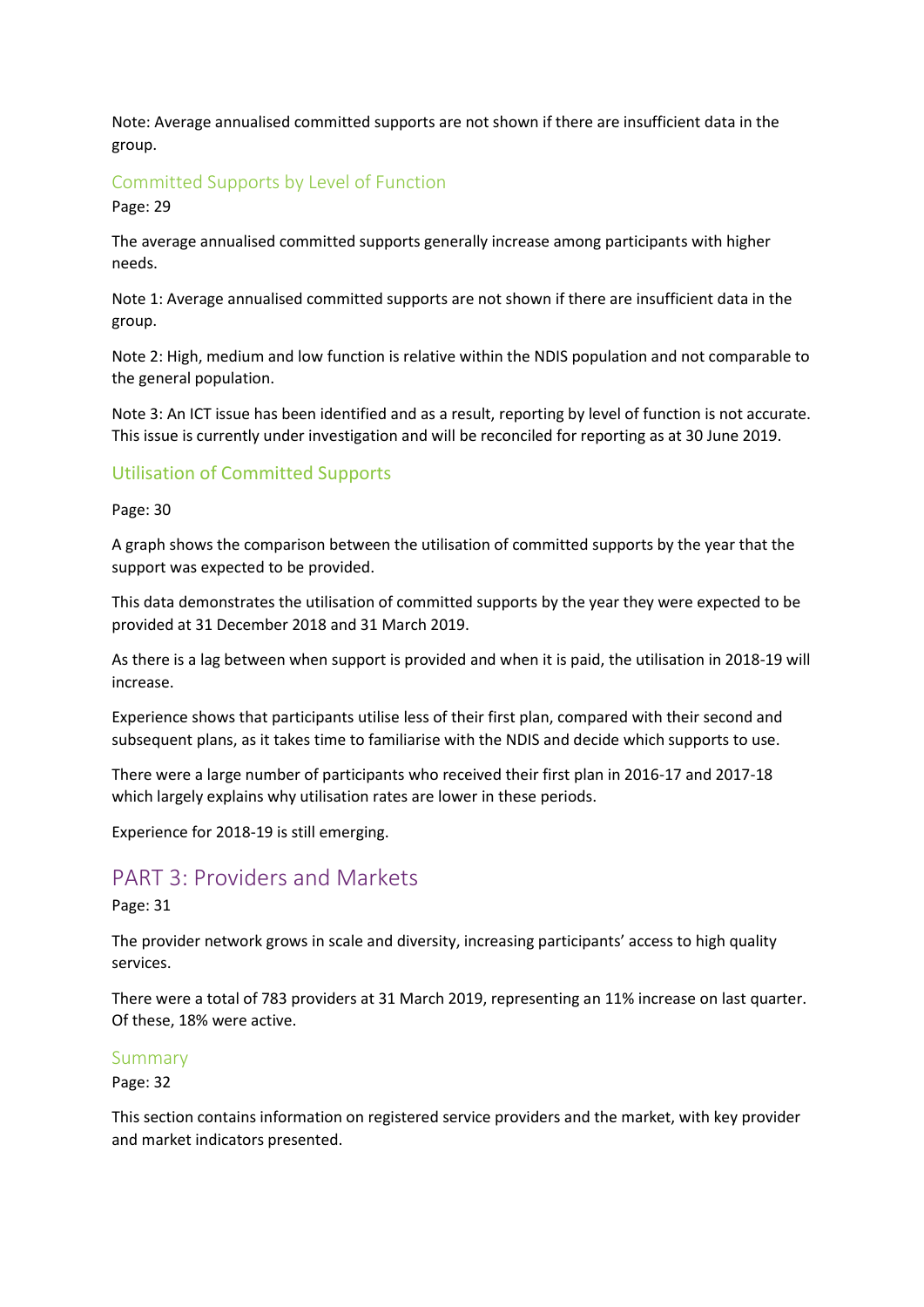Note: Average annualised committed supports are not shown if there are insufficient data in the group.

### Committed Supports by Level of Function

Page: 29

The average annualised committed supports generally increase among participants with higher needs.

Note 1: Average annualised committed supports are not shown if there are insufficient data in the group.

Note 2: High, medium and low function is relative within the NDIS population and not comparable to the general population.

Note 3: An ICT issue has been identified and as a result, reporting by level of function is not accurate. This issue is currently under investigation and will be reconciled for reporting as at 30 June 2019.

### Utilisation of Committed Supports

Page: 30

A graph shows the comparison between the utilisation of committed supports by the year that the support was expected to be provided.

This data demonstrates the utilisation of committed supports by the year they were expected to be provided at 31 December 2018 and 31 March 2019.

As there is a lag between when support is provided and when it is paid, the utilisation in 2018-19 will increase.

Experience shows that participants utilise less of their first plan, compared with their second and subsequent plans, as it takes time to familiarise with the NDIS and decide which supports to use.

There were a large number of participants who received their first plan in 2016-17 and 2017-18 which largely explains why utilisation rates are lower in these periods.

Experience for 2018-19 is still emerging.

## PART 3: Providers and Markets

Page: 31

The provider network grows in scale and diversity, increasing participants' access to high quality services.

There were a total of 783 providers at 31 March 2019, representing an 11% increase on last quarter. Of these, 18% were active.

### Summary

Page: 32

This section contains information on registered service providers and the market, with key provider and market indicators presented.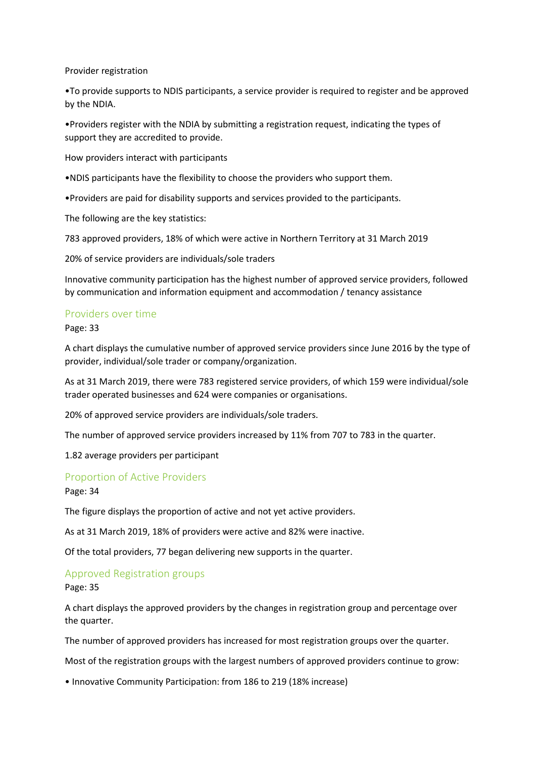Provider registration

•To provide supports to NDIS participants, a service provider is required to register and be approved by the NDIA.

•Providers register with the NDIA by submitting a registration request, indicating the types of support they are accredited to provide.

How providers interact with participants

•NDIS participants have the flexibility to choose the providers who support them.

•Providers are paid for disability supports and services provided to the participants.

The following are the key statistics:

783 approved providers, 18% of which were active in Northern Territory at 31 March 2019

20% of service providers are individuals/sole traders

Innovative community participation has the highest number of approved service providers, followed by communication and information equipment and accommodation / tenancy assistance

## Providers over time

Page: 33

A chart displays the cumulative number of approved service providers since June 2016 by the type of provider, individual/sole trader or company/organization.

As at 31 March 2019, there were 783 registered service providers, of which 159 were individual/sole trader operated businesses and 624 were companies or organisations.

20% of approved service providers are individuals/sole traders.

The number of approved service providers increased by 11% from 707 to 783 in the quarter.

1.82 average providers per participant

## Proportion of Active Providers

Page: 34

The figure displays the proportion of active and not yet active providers.

As at 31 March 2019, 18% of providers were active and 82% were inactive.

Of the total providers, 77 began delivering new supports in the quarter.

## Approved Registration groups

Page: 35

A chart displays the approved providers by the changes in registration group and percentage over the quarter.

The number of approved providers has increased for most registration groups over the quarter.

Most of the registration groups with the largest numbers of approved providers continue to grow:

• Innovative Community Participation: from 186 to 219 (18% increase)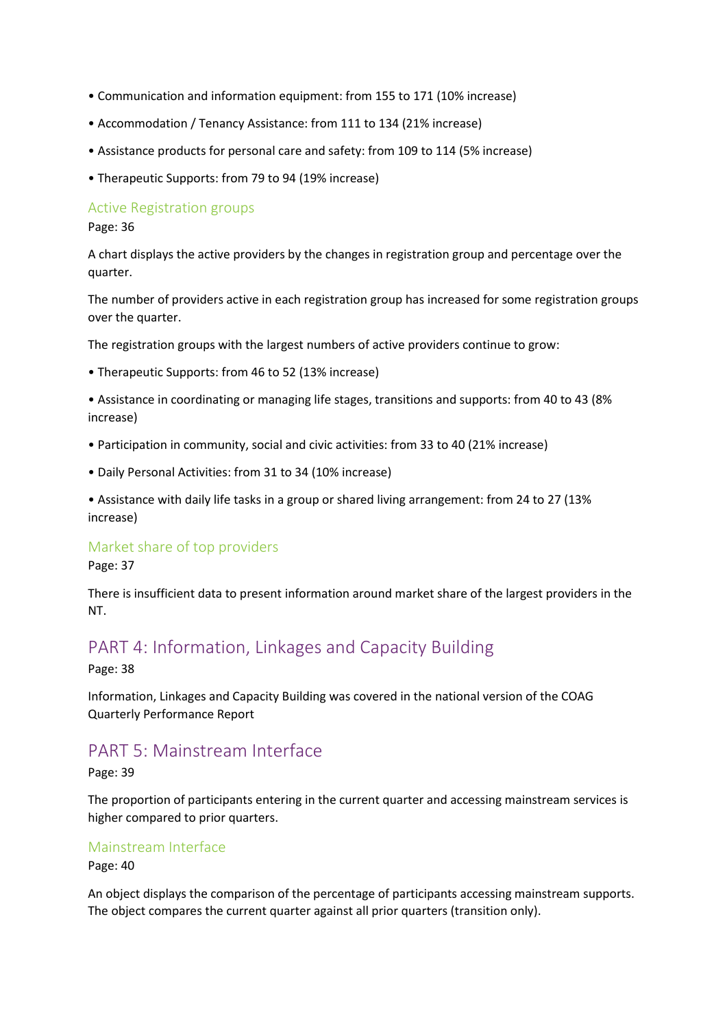- Communication and information equipment: from 155 to 171 (10% increase)
- Accommodation / Tenancy Assistance: from 111 to 134 (21% increase)
- Assistance products for personal care and safety: from 109 to 114 (5% increase)
- Therapeutic Supports: from 79 to 94 (19% increase)

### Active Registration groups

Page: 36

A chart displays the active providers by the changes in registration group and percentage over the quarter.

The number of providers active in each registration group has increased for some registration groups over the quarter.

The registration groups with the largest numbers of active providers continue to grow:

- Therapeutic Supports: from 46 to 52 (13% increase)
- Assistance in coordinating or managing life stages, transitions and supports: from 40 to 43 (8% increase)
- Participation in community, social and civic activities: from 33 to 40 (21% increase)
- Daily Personal Activities: from 31 to 34 (10% increase)
- Assistance with daily life tasks in a group or shared living arrangement: from 24 to 27 (13% increase)

### Market share of top providers

Page: 37

There is insufficient data to present information around market share of the largest providers in the NT.

## PART 4: Information, Linkages and Capacity Building

Page: 38

Information, Linkages and Capacity Building was covered in the national version of the COAG Quarterly Performance Report

## PART 5: Mainstream Interface

Page: 39

The proportion of participants entering in the current quarter and accessing mainstream services is higher compared to prior quarters.

### Mainstream Interface

Page: 40

An object displays the comparison of the percentage of participants accessing mainstream supports. The object compares the current quarter against all prior quarters (transition only).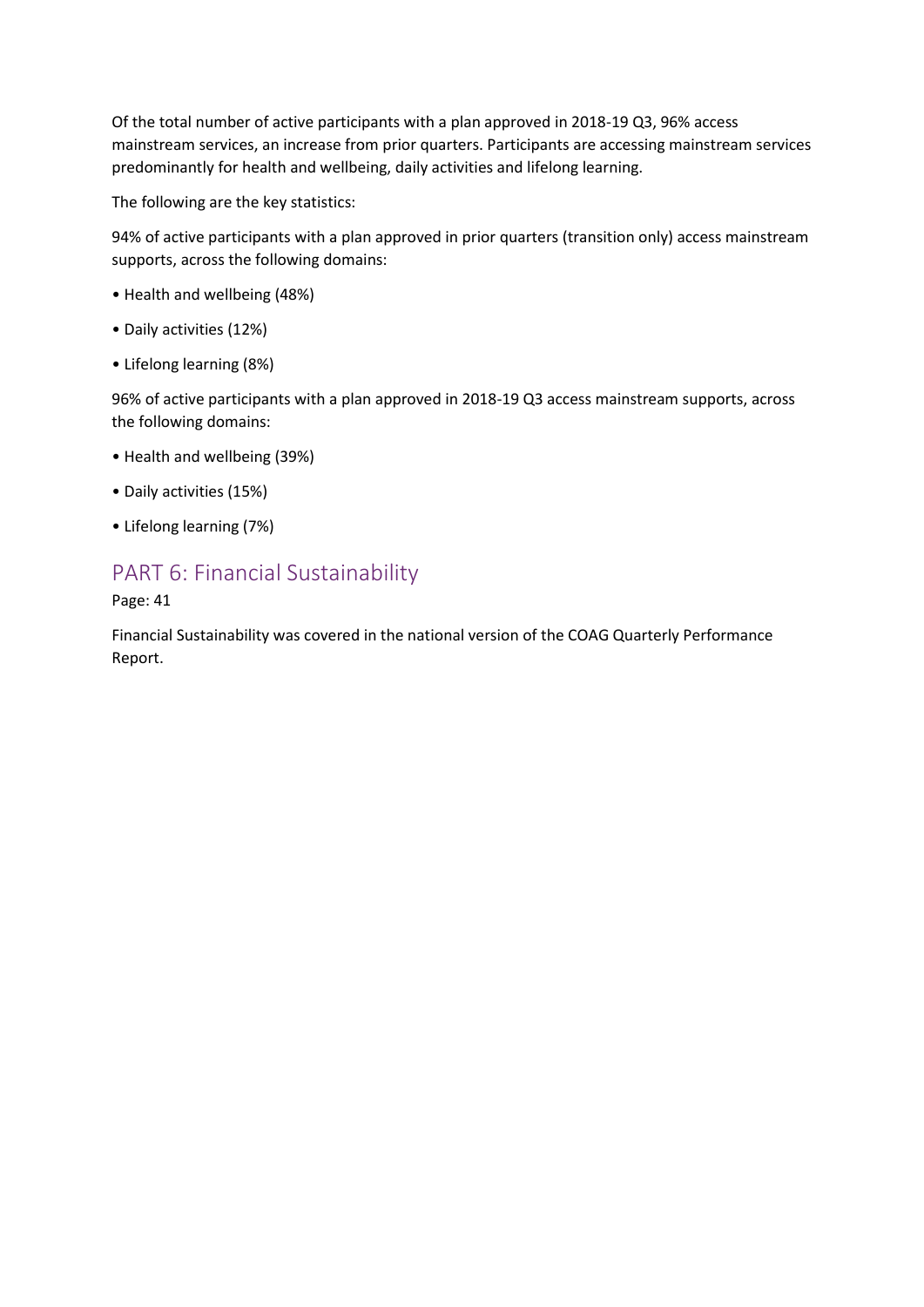Of the total number of active participants with a plan approved in 2018-19 Q3, 96% access mainstream services, an increase from prior quarters. Participants are accessing mainstream services predominantly for health and wellbeing, daily activities and lifelong learning.

The following are the key statistics:

94% of active participants with a plan approved in prior quarters (transition only) access mainstream supports, across the following domains:

- Health and wellbeing (48%)
- Daily activities (12%)
- Lifelong learning (8%)

96% of active participants with a plan approved in 2018-19 Q3 access mainstream supports, across the following domains:

- Health and wellbeing (39%)
- Daily activities (15%)
- Lifelong learning (7%)

## PART 6: Financial Sustainability

Page: 41

Financial Sustainability was covered in the national version of the COAG Quarterly Performance Report.